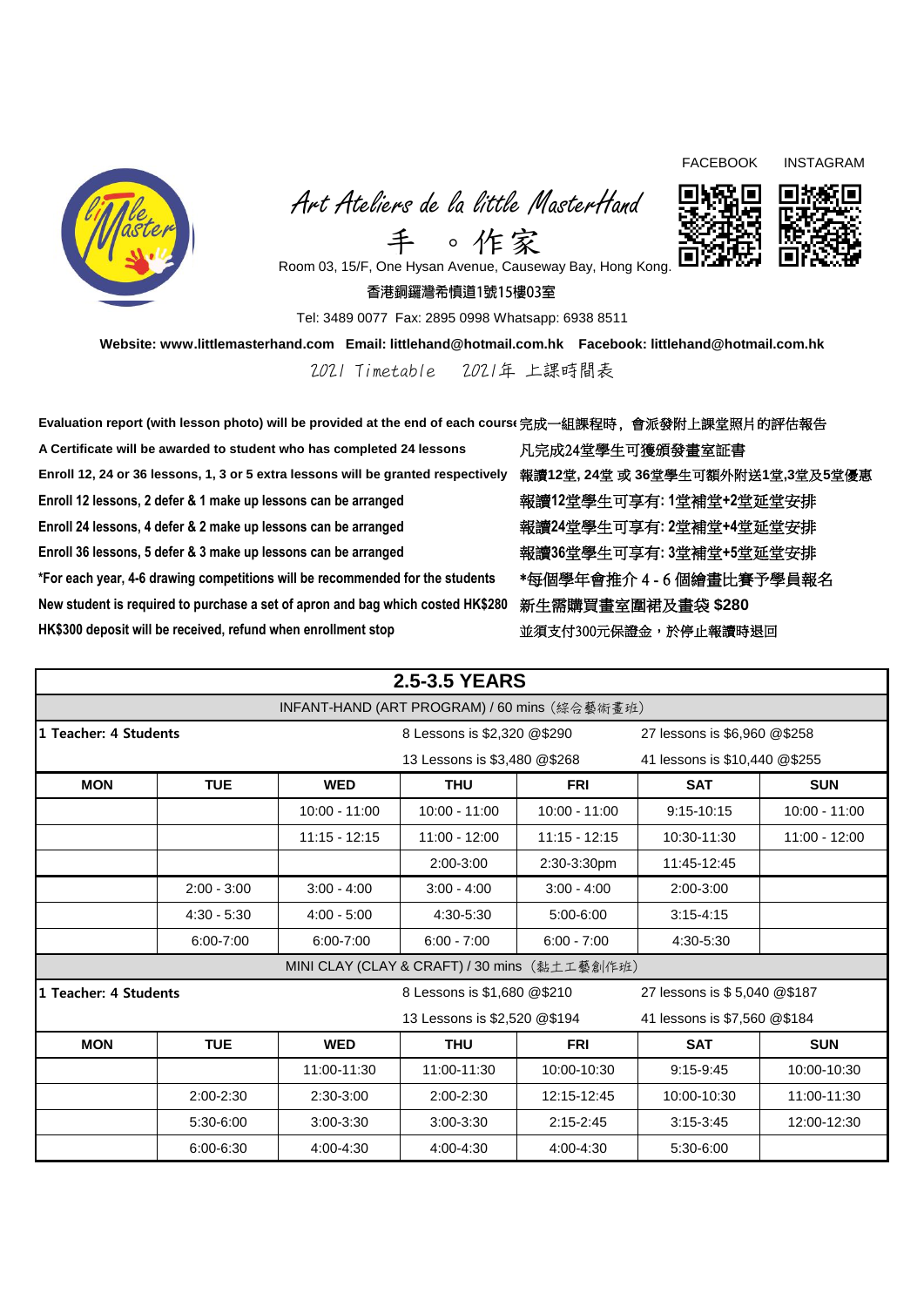FACEBOOK INSTAGRAM

# Art Ateliers de la little MasterHand

手 。作家

Room 03, 15/F, One Hysan Avenue, Causeway Bay, Hong Kong.

香港銅鑼灣希慎道1號15樓03室

Tel: 3489 0077 Fax: 2895 0998 Whatsapp: 6938 8511

**Website: www.littlemasterhand.com Email: littlehand@hotmail.com.hk Facebook: littlehand@hotmail.com.hk**

2021 Timetable 2021年 上課時間表

**Evaluation report (with lesson photo) will be provided at the end of each course** 完成一組課程時，會派發附上課堂照片的評估報告

**A Certificate will be awarded to student who has completed 24 lessons** 凡完成24堂學生可獲頒發畫室証書

**Enroll 12, 24 or 36 lessons, 1, 3 or 5 extra lessons will be granted respectively** **報讀12堂, 24堂 或 36堂學生可額外附送1堂,3堂及5堂優惠**

**Enroll 12 lessons, 2 defer & 1 make up lessons can be arranged** 報讀12堂學生可享有: 1堂補堂+2堂延堂安排

**Enroll 24 lessons, 4 defer & 2 make up lessons can be arranged** 報讀24堂學生可享有: 2堂補堂+4堂延堂安排

**Enroll 36 lessons, 5 defer & 3 make up lessons can be arranged** 報讀36堂學生可享有: 3堂補堂+5堂延堂安排

**\*For each year, 4-6 drawing competitions will be recommended for the students** **\*每個學年會推介 4 - 6 個繪畫比賽予學員報名**

**New student is required to purchase a set of apron and bag which costed HK$280** **新生需購買畫室圍裙及畫袋 $280**

**HK$300 deposit will be received, refund when enrollment stop** 並須支付300元保證金，於停止報讀時退回

## 2.5-3.5 YEARS

| INFANT-HAND (ART PROGRAM) / 60 mins (綜合藝術畫班) | | | | | | |
|---|---|---|---|---|---|---|
| **1 Teacher: 4 Students** | | | 8 Lessons is $2,320 @$290 | | 27 lessons is $6,960 @$258 | |
| | | | 13 Lessons is $3,480 @$268 | | 41 lessons is $10,440 @$255 | |
| **MON** | **TUE** | **WED** | **THU** | **FRI** | **SAT** | **SUN** |
| | | 10:00 - 11:00 | 10:00 - 11:00 | 10:00 - 11:00 | 9:15-10:15 | 10:00 - 11:00 |
| | | 11:15 - 12:15 | 11:00 - 12:00 | 11:15 - 12:15 | 10:30-11:30 | 11:00 - 12:00 |
| | | | 2:00-3:00 | 2:30-3:30pm | 11:45-12:45 | |
| | 2:00 - 3:00 | 3:00 - 4:00 | 3:00 - 4:00 | 3:00 - 4:00 | 2:00-3:00 | |
| | 4:30 - 5:30 | 4:00 - 5:00 | 4:30-5:30 | 5:00-6:00 | 3:15-4:15 | |
| | 6:00-7:00 | 6:00-7:00 | 6:00 - 7:00 | 6:00 - 7:00 | 4:30-5:30 | |

| MINI CLAY (CLAY & CRAFT) / 30 mins (黏土工藝創作班) | | | | | | |
|---|---|---|---|---|---|---|
| **1 Teacher: 4 Students** | | | 8 Lessons is $1,680 @$210 | | 27 lessons is $ 5,040 @$187 | |
| | | | 13 Lessons is $2,520 @$194 | | 41 lessons is $7,560 @$184 | |
| **MON** | **TUE** | **WED** | **THU** | **FRI** | **SAT** | **SUN** |
| | | 11:00-11:30 | 11:00-11:30 | 10:00-10:30 | 9:15-9:45 | 10:00-10:30 |
| | 2:00-2:30 | 2:30-3:00 | 2:00-2:30 | 12:15-12:45 | 10:00-10:30 | 11:00-11:30 |
| | 5:30-6:00 | 3:00-3:30 | 3:00-3:30 | 2:15-2:45 | 3:15-3:45 | 12:00-12:30 |
| | 6:00-6:30 | 4:00-4:30 | 4:00-4:30 | 4:00-4:30 | 5:30-6:00 | |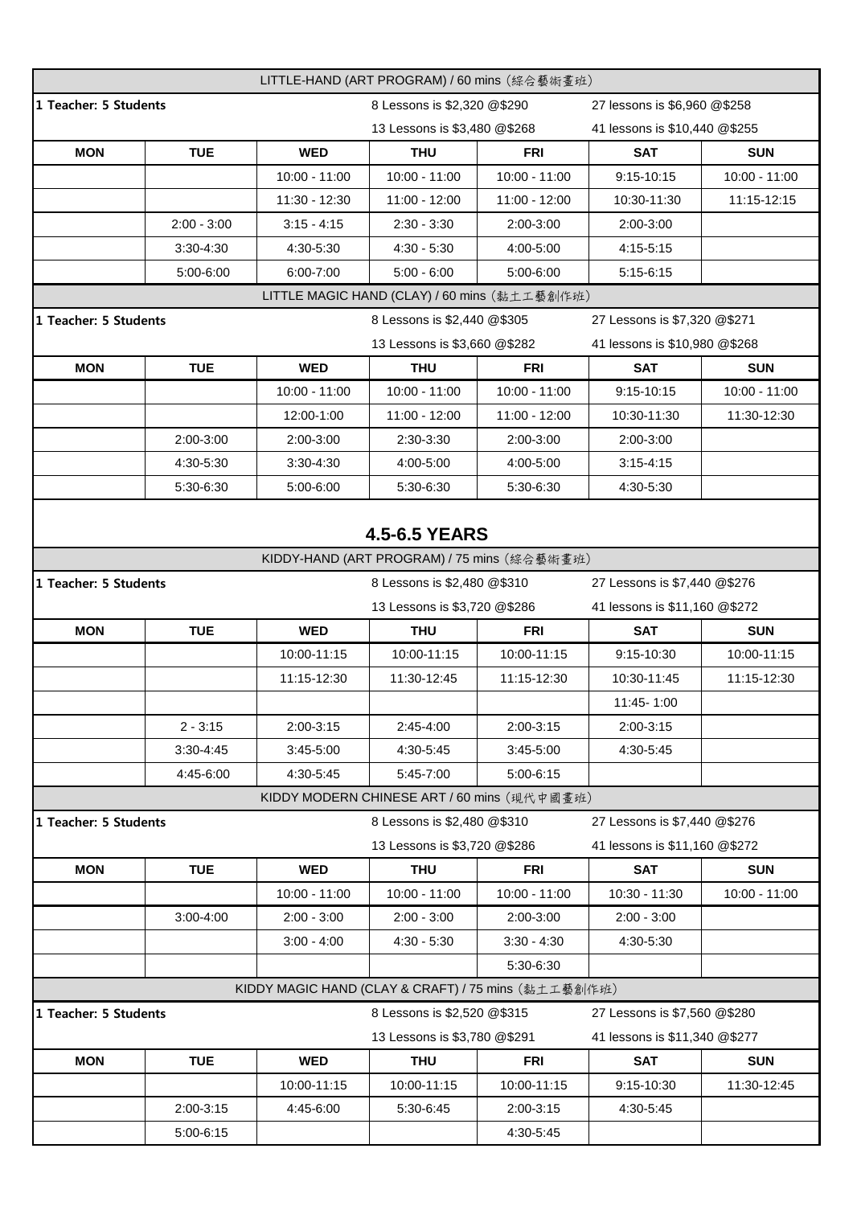## LITTLE-HAND (ART PROGRAM) / 60 mins (綜合藝術畫班)

**1 Teacher: 5 Students**

8 Lessons is $2,320 @$290 | 27 lessons is $6,960 @$258
13 Lessons is $3,480 @$268 | 41 lessons is $10,440 @$255

| MON | TUE | WED | THU | FRI | SAT | SUN |
|---|---|---|---|---|---|---|
| | | 10:00 - 11:00 | 10:00 - 11:00 | 10:00 - 11:00 | 9:15-10:15 | 10:00 - 11:00 |
| | | 11:30 - 12:30 | 11:00 - 12:00 | 11:00 - 12:00 | 10:30-11:30 | 11:15-12:15 |
| | 2:00 - 3:00 | 3:15 - 4:15 | 2:30 - 3:30 | 2:00-3:00 | 2:00-3:00 | |
| | 3:30-4:30 | 4:30-5:30 | 4:30 - 5:30 | 4:00-5:00 | 4:15-5:15 | |
| | 5:00-6:00 | 6:00-7:00 | 5:00 - 6:00 | 5:00-6:00 | 5:15-6:15 | |

## LITTLE MAGIC HAND (CLAY) / 60 mins (黏土工藝創作班)

**1 Teacher: 5 Students**

8 Lessons is $2,440 @$305 | 27 Lessons is $7,320 @$271
13 Lessons is $3,660 @$282 | 41 lessons is $10,980 @$268

| MON | TUE | WED | THU | FRI | SAT | SUN |
|---|---|---|---|---|---|---|
| | | 10:00 - 11:00 | 10:00 - 11:00 | 10:00 - 11:00 | 9:15-10:15 | 10:00 - 11:00 |
| | | 12:00-1:00 | 11:00 - 12:00 | 11:00 - 12:00 | 10:30-11:30 | 11:30-12:30 |
| | 2:00-3:00 | 2:00-3:00 | 2:30-3:30 | 2:00-3:00 | 2:00-3:00 | |
| | 4:30-5:30 | 3:30-4:30 | 4:00-5:00 | 4:00-5:00 | 3:15-4:15 | |
| | 5:30-6:30 | 5:00-6:00 | 5:30-6:30 | 5:30-6:30 | 4:30-5:30 | |

# 4.5-6.5 YEARS

## KIDDY-HAND (ART PROGRAM) / 75 mins (綜合藝術畫班)

**1 Teacher: 5 Students**

8 Lessons is $2,480 @$310 | 27 Lessons is $7,440 @$276
13 Lessons is $3,720 @$286 | 41 lessons is $11,160 @$272

| MON | TUE | WED | THU | FRI | SAT | SUN |
|---|---|---|---|---|---|---|
| | | 10:00-11:15 | 10:00-11:15 | 10:00-11:15 | 9:15-10:30 | 10:00-11:15 |
| | | 11:15-12:30 | 11:30-12:45 | 11:15-12:30 | 10:30-11:45 | 11:15-12:30 |
| | | | | | 11:45- 1:00 | |
| | 2 - 3:15 | 2:00-3:15 | 2:45-4:00 | 2:00-3:15 | 2:00-3:15 | |
| | 3:30-4:45 | 3:45-5:00 | 4:30-5:45 | 3:45-5:00 | 4:30-5:45 | |
| | 4:45-6:00 | 4:30-5:45 | 5:45-7:00 | 5:00-6:15 | | |

## KIDDY MODERN CHINESE ART / 60 mins (現代中國畫班)

**1 Teacher: 5 Students**

8 Lessons is $2,480 @$310 | 27 Lessons is $7,440 @$276
13 Lessons is $3,720 @$286 | 41 lessons is $11,160 @$272

| MON | TUE | WED | THU | FRI | SAT | SUN |
|---|---|---|---|---|---|---|
| | | 10:00 - 11:00 | 10:00 - 11:00 | 10:00 - 11:00 | 10:30 - 11:30 | 10:00 - 11:00 |
| | 3:00-4:00 | 2:00 - 3:00 | 2:00 - 3:00 | 2:00-3:00 | 2:00 - 3:00 | |
| | | 3:00 - 4:00 | 4:30 - 5:30 | 3:30 - 4:30 | 4:30-5:30 | |
| | | | | 5:30-6:30 | | |

## KIDDY MAGIC HAND (CLAY & CRAFT) / 75 mins (黏土工藝創作班)

**1 Teacher: 5 Students**

8 Lessons is $2,520 @$315 | 27 Lessons is $7,560 @$280
13 Lessons is $3,780 @$291 | 41 lessons is $11,340 @$277

| MON | TUE | WED | THU | FRI | SAT | SUN |
|---|---|---|---|---|---|---|
| | | 10:00-11:15 | 10:00-11:15 | 10:00-11:15 | 9:15-10:30 | 11:30-12:45 |
| | 2:00-3:15 | 4:45-6:00 | 5:30-6:45 | 2:00-3:15 | 4:30-5:45 | |
| | 5:00-6:15 | | | 4:30-5:45 | | |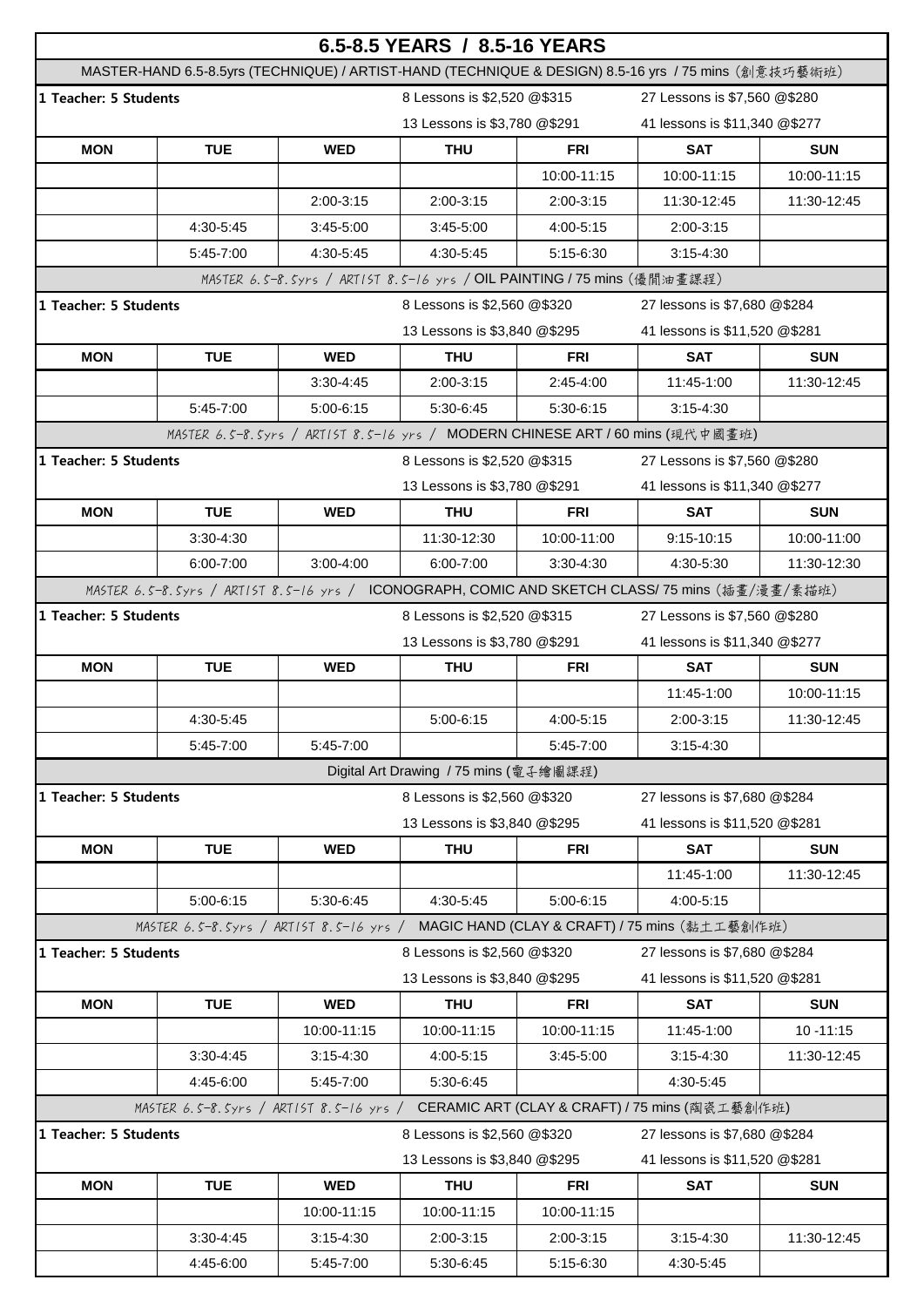# 6.5-8.5 YEARS / 8.5-16 YEARS

## MASTER-HAND 6.5-8.5yrs (TECHNIQUE) / ARTIST-HAND (TECHNIQUE & DESIGN) 8.5-16 yrs / 75 mins (創意技巧藝術班)

**1 Teacher: 5 Students**

8 Lessons is $2,520 @$315 | 27 Lessons is $7,560 @$280

13 Lessons is $3,780 @$291 | 41 lessons is $11,340 @$277

| MON | TUE | WED | THU | FRI | SAT | SUN |
|---|---|---|---|---|---|---|
| | | | | 10:00-11:15 | 10:00-11:15 | 10:00-11:15 |
| | | 2:00-3:15 | 2:00-3:15 | 2:00-3:15 | 11:30-12:45 | 11:30-12:45 |
| | 4:30-5:45 | 3:45-5:00 | 3:45-5:00 | 4:00-5:15 | 2:00-3:15 | |
| | 5:45-7:00 | 4:30-5:45 | 4:30-5:45 | 5:15-6:30 | 3:15-4:30 | |

## MASTER 6.5-8.5yrs / ARTIST 8.5-16 yrs / OIL PAINTING / 75 mins (優閒油畫課程)

**1 Teacher: 5 Students**

8 Lessons is $2,560 @$320 | 27 lessons is $7,680 @$284

13 Lessons is $3,840 @$295 | 41 lessons is $11,520 @$281

| MON | TUE | WED | THU | FRI | SAT | SUN |
|---|---|---|---|---|---|---|
| | | 3:30-4:45 | 2:00-3:15 | 2:45-4:00 | 11:45-1:00 | 11:30-12:45 |
| | 5:45-7:00 | 5:00-6:15 | 5:30-6:45 | 5:30-6:15 | 3:15-4:30 | |

## MASTER 6.5-8.5yrs / ARTIST 8.5-16 yrs / MODERN CHINESE ART / 60 mins (現代中國畫班)

**1 Teacher: 5 Students**

8 Lessons is $2,520 @$315 | 27 Lessons is $7,560 @$280

13 Lessons is $3,780 @$291 | 41 lessons is $11,340 @$277

| MON | TUE | WED | THU | FRI | SAT | SUN |
|---|---|---|---|---|---|---|
| | 3:30-4:30 | | 11:30-12:30 | 10:00-11:00 | 9:15-10:15 | 10:00-11:00 |
| | 6:00-7:00 | 3:00-4:00 | 6:00-7:00 | 3:30-4:30 | 4:30-5:30 | 11:30-12:30 |

## MASTER 6.5-8.5yrs / ARTIST 8.5-16 yrs / ICONOGRAPH, COMIC AND SKETCH CLASS/ 75 mins (插畫/漫畫/素描班)

**1 Teacher: 5 Students**

8 Lessons is $2,520 @$315 | 27 Lessons is $7,560 @$280

13 Lessons is $3,780 @$291 | 41 lessons is $11,340 @$277

| MON | TUE | WED | THU | FRI | SAT | SUN |
|---|---|---|---|---|---|---|
| | | | | | 11:45-1:00 | 10:00-11:15 |
| | 4:30-5:45 | | 5:00-6:15 | 4:00-5:15 | 2:00-3:15 | 11:30-12:45 |
| | 5:45-7:00 | 5:45-7:00 | | 5:45-7:00 | 3:15-4:30 | |

## Digital Art Drawing / 75 mins (電子繪圖課程)

**1 Teacher: 5 Students**

8 Lessons is $2,560 @$320 | 27 lessons is $7,680 @$284

13 Lessons is $3,840 @$295 | 41 lessons is $11,520 @$281

| MON | TUE | WED | THU | FRI | SAT | SUN |
|---|---|---|---|---|---|---|
| | | | | | 11:45-1:00 | 11:30-12:45 |
| | 5:00-6:15 | 5:30-6:45 | 4:30-5:45 | 5:00-6:15 | 4:00-5:15 | |

## MASTER 6.5-8.5yrs / ARTIST 8.5-16 yrs / MAGIC HAND (CLAY & CRAFT) / 75 mins (黏土工藝創作班)

**1 Teacher: 5 Students**

8 Lessons is $2,560 @$320 | 27 lessons is $7,680 @$284

13 Lessons is $3,840 @$295 | 41 lessons is $11,520 @$281

| MON | TUE | WED | THU | FRI | SAT | SUN |
|---|---|---|---|---|---|---|
| | | 10:00-11:15 | 10:00-11:15 | 10:00-11:15 | 11:45-1:00 | 10 -11:15 |
| | 3:30-4:45 | 3:15-4:30 | 4:00-5:15 | 3:45-5:00 | 3:15-4:30 | 11:30-12:45 |
| | 4:45-6:00 | 5:45-7:00 | 5:30-6:45 | | 4:30-5:45 | |

## MASTER 6.5-8.5yrs / ARTIST 8.5-16 yrs / CERAMIC ART (CLAY & CRAFT) / 75 mins (陶瓷工藝創作班)

**1 Teacher: 5 Students**

8 Lessons is $2,560 @$320 | 27 lessons is $7,680 @$284

13 Lessons is $3,840 @$295 | 41 lessons is $11,520 @$281

| MON | TUE | WED | THU | FRI | SAT | SUN |
|---|---|---|---|---|---|---|
| | | 10:00-11:15 | 10:00-11:15 | 10:00-11:15 | | |
| | 3:30-4:45 | 3:15-4:30 | 2:00-3:15 | 2:00-3:15 | 3:15-4:30 | 11:30-12:45 |
| | 4:45-6:00 | 5:45-7:00 | 5:30-6:45 | 5:15-6:30 | 4:30-5:45 | |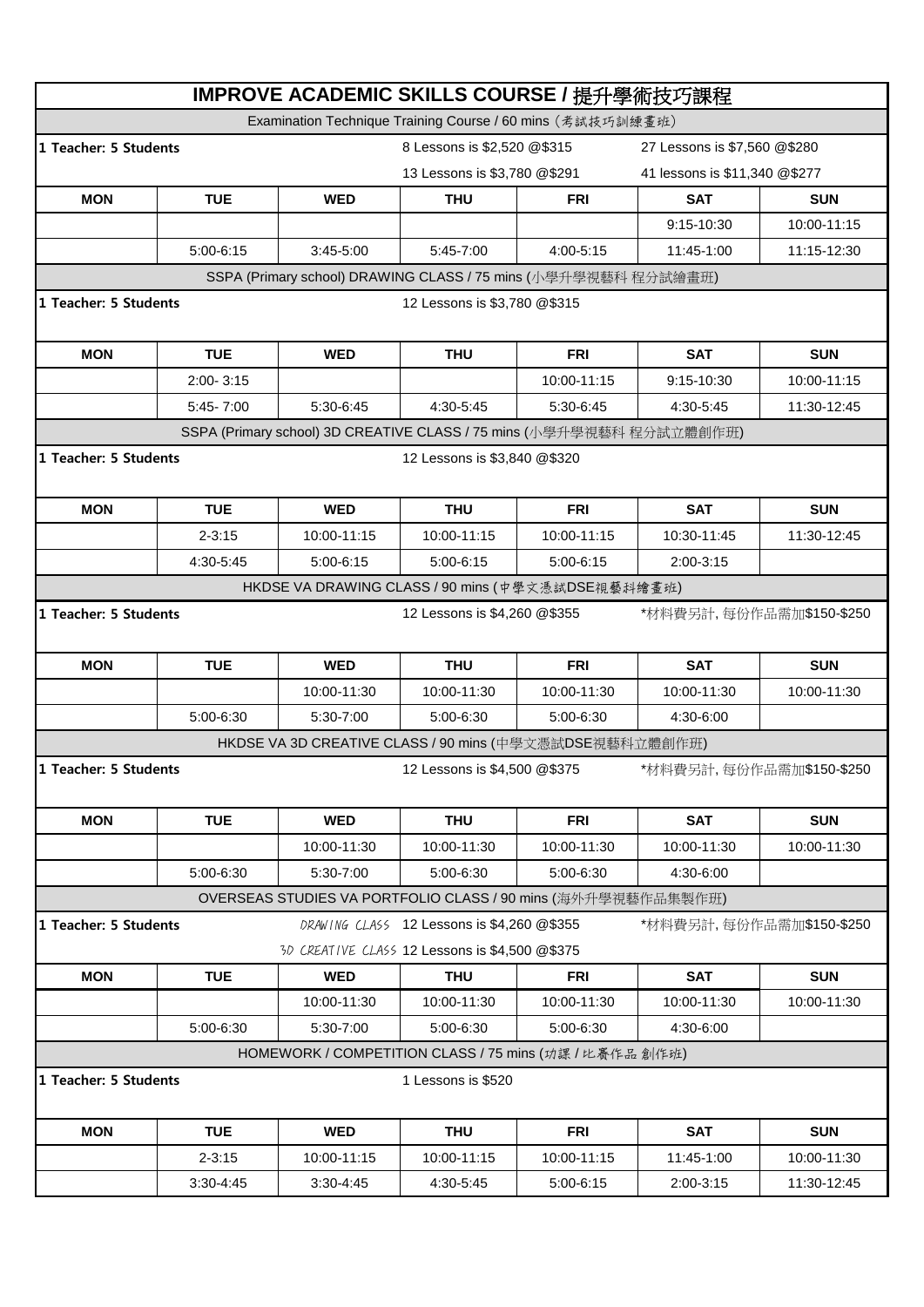# IMPROVE ACADEMIC SKILLS COURSE / 提升學術技巧課程

## Examination Technique Training Course / 60 mins (考試技巧訓練畫班)

**1 Teacher: 5 Students**

8 Lessons is $2,520 @$315 | 27 Lessons is $7,560 @$280

13 Lessons is $3,780 @$291 | 41 lessons is $11,340 @$277

| MON | TUE | WED | THU | FRI | SAT | SUN |
|---|---|---|---|---|---|---|
| | | | | | 9:15-10:30 | 10:00-11:15 |
| | 5:00-6:15 | 3:45-5:00 | 5:45-7:00 | 4:00-5:15 | 11:45-1:00 | 11:15-12:30 |

## SSPA (Primary school) DRAWING CLASS / 75 mins (小學升學視藝科 程分試繪畫班)

**1 Teacher: 5 Students**

12 Lessons is $3,780 @$315

| MON | TUE | WED | THU | FRI | SAT | SUN |
|---|---|---|---|---|---|---|
| | 2:00- 3:15 | | | 10:00-11:15 | 9:15-10:30 | 10:00-11:15 |
| | 5:45- 7:00 | 5:30-6:45 | 4:30-5:45 | 5:30-6:45 | 4:30-5:45 | 11:30-12:45 |

## SSPA (Primary school) 3D CREATIVE CLASS / 75 mins (小學升學視藝科 程分試立體創作班)

**1 Teacher: 5 Students**

12 Lessons is $3,840 @$320

| MON | TUE | WED | THU | FRI | SAT | SUN |
|---|---|---|---|---|---|---|
| | 2-3:15 | 10:00-11:15 | 10:00-11:15 | 10:00-11:15 | 10:30-11:45 | 11:30-12:45 |
| | 4:30-5:45 | 5:00-6:15 | 5:00-6:15 | 5:00-6:15 | 2:00-3:15 | |

## HKDSE VA DRAWING CLASS / 90 mins (中學文憑試DSE視藝科繪畫班)

**1 Teacher: 5 Students**

12 Lessons is $4,260 @$355 | *材料費另計, 每份作品需加$150-$250

| MON | TUE | WED | THU | FRI | SAT | SUN |
|---|---|---|---|---|---|---|
| | | 10:00-11:30 | 10:00-11:30 | 10:00-11:30 | 10:00-11:30 | 10:00-11:30 |
| | 5:00-6:30 | 5:30-7:00 | 5:00-6:30 | 5:00-6:30 | 4:30-6:00 | |

## HKDSE VA 3D CREATIVE CLASS / 90 mins (中學文憑試DSE視藝科立體創作班)

**1 Teacher: 5 Students**

12 Lessons is $4,500 @$375 | *材料費另計, 每份作品需加$150-$250

| MON | TUE | WED | THU | FRI | SAT | SUN |
|---|---|---|---|---|---|---|
| | | 10:00-11:30 | 10:00-11:30 | 10:00-11:30 | 10:00-11:30 | 10:00-11:30 |
| | 5:00-6:30 | 5:30-7:00 | 5:00-6:30 | 5:00-6:30 | 4:30-6:00 | |

## OVERSEAS STUDIES VA PORTFOLIO CLASS / 90 mins (海外升學視藝作品集製作班)

**1 Teacher: 5 Students**

DRAWING CLASS 12 Lessons is $4,260 @$355 | *材料費另計, 每份作品需加$150-$250

3D CREATIVE CLASS 12 Lessons is $4,500 @$375

| MON | TUE | WED | THU | FRI | SAT | SUN |
|---|---|---|---|---|---|---|
| | | 10:00-11:30 | 10:00-11:30 | 10:00-11:30 | 10:00-11:30 | 10:00-11:30 |
| | 5:00-6:30 | 5:30-7:00 | 5:00-6:30 | 5:00-6:30 | 4:30-6:00 | |

## HOMEWORK / COMPETITION CLASS / 75 mins (功課 / 比賽作品 創作班)

**1 Teacher: 5 Students**

1 Lessons is $520

| MON | TUE | WED | THU | FRI | SAT | SUN |
|---|---|---|---|---|---|---|
| | 2-3:15 | 10:00-11:15 | 10:00-11:15 | 10:00-11:15 | 11:45-1:00 | 10:00-11:30 |
| | 3:30-4:45 | 3:30-4:45 | 4:30-5:45 | 5:00-6:15 | 2:00-3:15 | 11:30-12:45 |